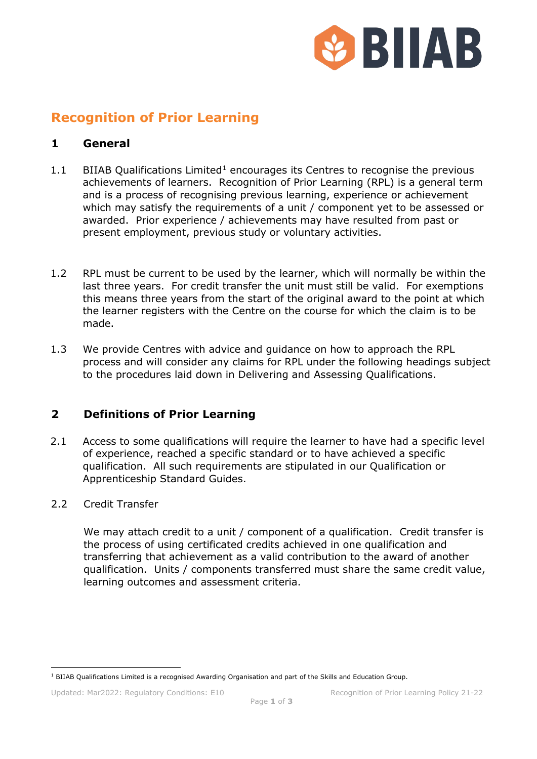# Recognition of Prior Learning

## 1 General

1.1 BIIAB Qualifications Limited[1] encourages its Centres to recognise the previous achievements of learners. Recognition of Prior Learning (RPL) is a general term and is a process of recognising previous learning, experience or achievement which may satisfy the requirements of a unit / component yet to be assessed or awarded. Prior experience / achievements may have resulted from past or present employment, previous study or voluntary activities.

1.2 RPL must be current to be used by the learner, which will normally be within the last three years. For credit transfer the unit must still be valid. For exemptions this means three years from the start of the original award to the point at which the learner registers with the Centre on the course for which the claim is to be made.

1.3 We provide Centres with advice and guidance on how to approach the RPL process and will consider any claims for RPL under the following headings subject to the procedures laid down in Delivering and Assessing Qualifications.

## 2 Definitions of Prior Learning

2.1 Access to some qualifications will require the learner to have had a specific level of experience, reached a specific standard or to have achieved a specific qualification. All such requirements are stipulated in our Qualification or Apprenticeship Standard Guides.

2.2 Credit Transfer

We may attach credit to a unit / component of a qualification. Credit transfer is the process of using certificated credits achieved in one qualification and transferring that achievement as a valid contribution to the award of another qualification. Units / components transferred must share the same credit value, learning outcomes and assessment criteria.

[1] BIIAB Qualifications Limited is a recognised Awarding Organisation and part of the Skills and Education Group.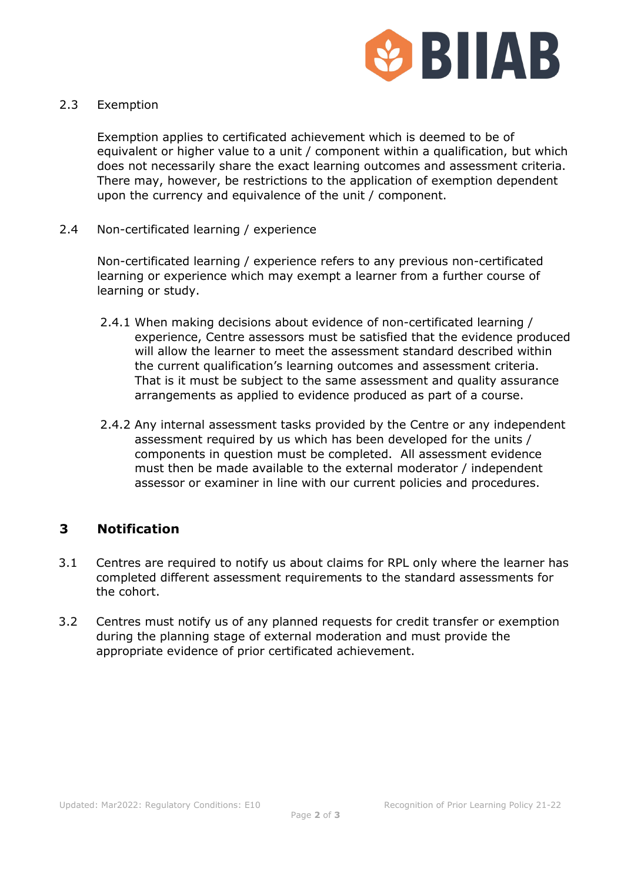2.3 Exemption

Exemption applies to certificated achievement which is deemed to be of equivalent or higher value to a unit / component within a qualification, but which does not necessarily share the exact learning outcomes and assessment criteria. There may, however, be restrictions to the application of exemption dependent upon the currency and equivalence of the unit / component.

2.4 Non-certificated learning / experience

Non-certificated learning / experience refers to any previous non-certificated learning or experience which may exempt a learner from a further course of learning or study.

2.4.1 When making decisions about evidence of non-certificated learning / experience, Centre assessors must be satisfied that the evidence produced will allow the learner to meet the assessment standard described within the current qualification's learning outcomes and assessment criteria. That is it must be subject to the same assessment and quality assurance arrangements as applied to evidence produced as part of a course.

2.4.2 Any internal assessment tasks provided by the Centre or any independent assessment required by us which has been developed for the units / components in question must be completed. All assessment evidence must then be made available to the external moderator / independent assessor or examiner in line with our current policies and procedures.

## 3 Notification

3.1 Centres are required to notify us about claims for RPL only where the learner has completed different assessment requirements to the standard assessments for the cohort.

3.2 Centres must notify us of any planned requests for credit transfer or exemption during the planning stage of external moderation and must provide the appropriate evidence of prior certificated achievement.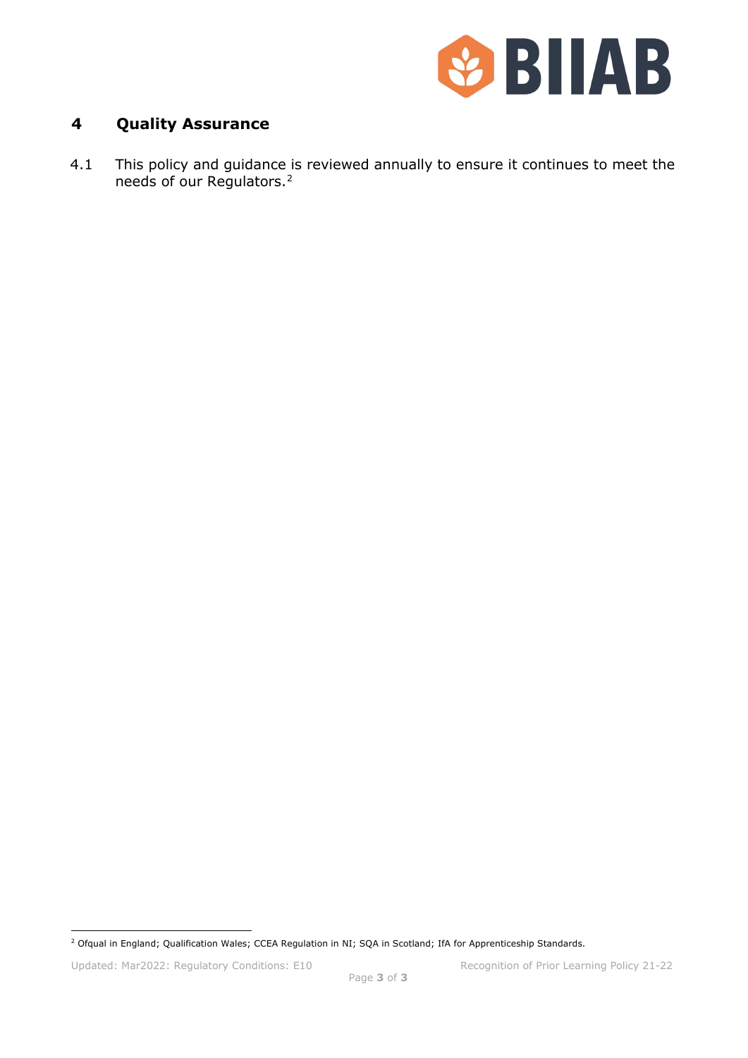## 4 Quality Assurance

4.1 This policy and guidance is reviewed annually to ensure it continues to meet the needs of our Regulators.[2]

[2] Ofqual in England; Qualification Wales; CCEA Regulation in NI; SQA in Scotland; IfA for Apprenticeship Standards.